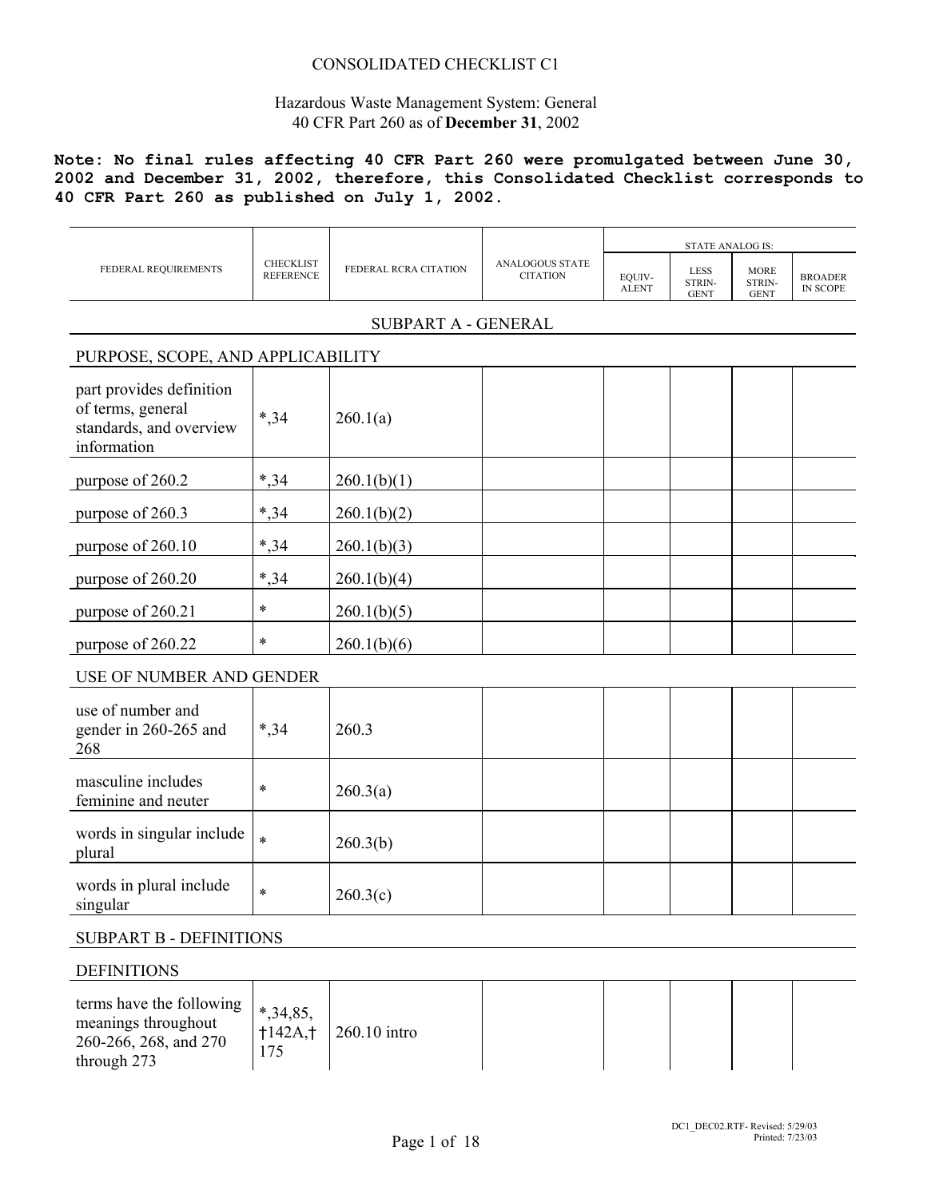CONSOLIDATED CHECKLIST C1

Hazardous Waste Management System: General
40 CFR Part 260 as of **December 31**, 2002

**Note: No final rules affecting 40 CFR Part 260 were promulgated between June 30, 2002 and December 31, 2002, therefore, this Consolidated Checklist corresponds to 40 CFR Part 260 as published on July 1, 2002.**

| FEDERAL REQUIREMENTS | CHECKLIST REFERENCE | FEDERAL RCRA CITATION | ANALOGOUS STATE CITATION | STATE ANALOG IS: | | | |
|---|---|---|---|---|---|---|---|
| | | | | EQUIV-ALENT | LESS STRIN-GENT | MORE STRIN-GENT | BROADER IN SCOPE |
| **SUBPART A - GENERAL** | | | | | | | |
| **PURPOSE, SCOPE, AND APPLICABILITY** | | | | | | | |
| part provides definition of terms, general standards, and overview information | *,34 | 260.1(a) | | | | | |
| purpose of 260.2 | *,34 | 260.1(b)(1) | | | | | |
| purpose of 260.3 | *,34 | 260.1(b)(2) | | | | | |
| purpose of 260.10 | *,34 | 260.1(b)(3) | | | | | |
| purpose of 260.20 | *,34 | 260.1(b)(4) | | | | | |
| purpose of 260.21 | * | 260.1(b)(5) | | | | | |
| purpose of 260.22 | * | 260.1(b)(6) | | | | | |
| **USE OF NUMBER AND GENDER** | | | | | | | |
| use of number and gender in 260-265 and 268 | *,34 | 260.3 | | | | | |
| masculine includes feminine and neuter | * | 260.3(a) | | | | | |
| words in singular include plural | * | 260.3(b) | | | | | |
| words in plural include singular | * | 260.3(c) | | | | | |
| **SUBPART B - DEFINITIONS** | | | | | | | |
| **DEFINITIONS** | | | | | | | |
| terms have the following meanings throughout 260-266, 268, and 270 through 273 | *,34,85, †142A,† 175 | 260.10 intro | | | | | |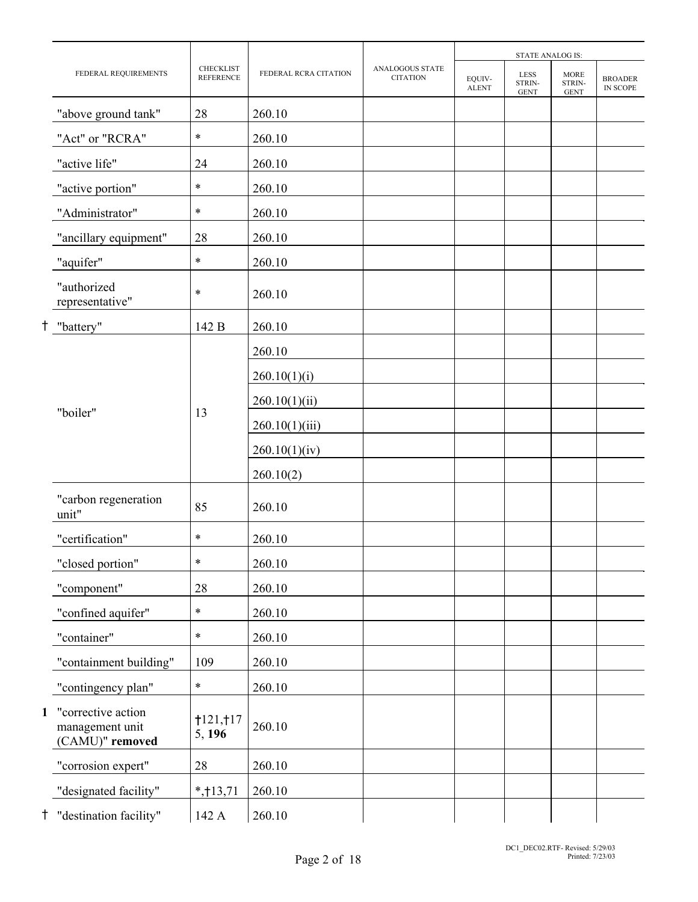| | FEDERAL REQUIREMENTS | CHECKLIST REFERENCE | FEDERAL RCRA CITATION | ANALOGOUS STATE CITATION | STATE ANALOG IS: | | | |
|---|---|---|---|---|---|---|---|---|
| | | | | | EQUIV-ALENT | LESS STRIN-GENT | MORE STRIN-GENT | BROADER IN SCOPE |
| | "above ground tank" | 28 | 260.10 | | | | | |
| | "Act" or "RCRA" | * | 260.10 | | | | | |
| | "active life" | 24 | 260.10 | | | | | |
| | "active portion" | * | 260.10 | | | | | |
| | "Administrator" | * | 260.10 | | | | | |
| | "ancillary equipment" | 28 | 260.10 | | | | | |
| | "aquifer" | * | 260.10 | | | | | |
| | "authorized representative" | * | 260.10 | | | | | |
| † | "battery" | 142 B | 260.10 | | | | | |
| | "boiler" | 13 | 260.10 | | | | | |
| | | | 260.10(1)(i) | | | | | |
| | | | 260.10(1)(ii) | | | | | |
| | | | 260.10(1)(iii) | | | | | |
| | | | 260.10(1)(iv) | | | | | |
| | | | 260.10(2) | | | | | |
| | "carbon regeneration unit" | 85 | 260.10 | | | | | |
| | "certification" | * | 260.10 | | | | | |
| | "closed portion" | * | 260.10 | | | | | |
| | "component" | 28 | 260.10 | | | | | |
| | "confined aquifer" | * | 260.10 | | | | | |
| | "container" | * | 260.10 | | | | | |
| | "containment building" | 109 | 260.10 | | | | | |
| | "contingency plan" | * | 260.10 | | | | | |
| **1** | "corrective action management unit (CAMU)" **removed** | **†**121,†175, **196** | 260.10 | | | | | |
| | "corrosion expert" | 28 | 260.10 | | | | | |
| | "designated facility" | *,†13,71 | 260.10 | | | | | |
| † | "destination facility" | 142 A | 260.10 | | | | | |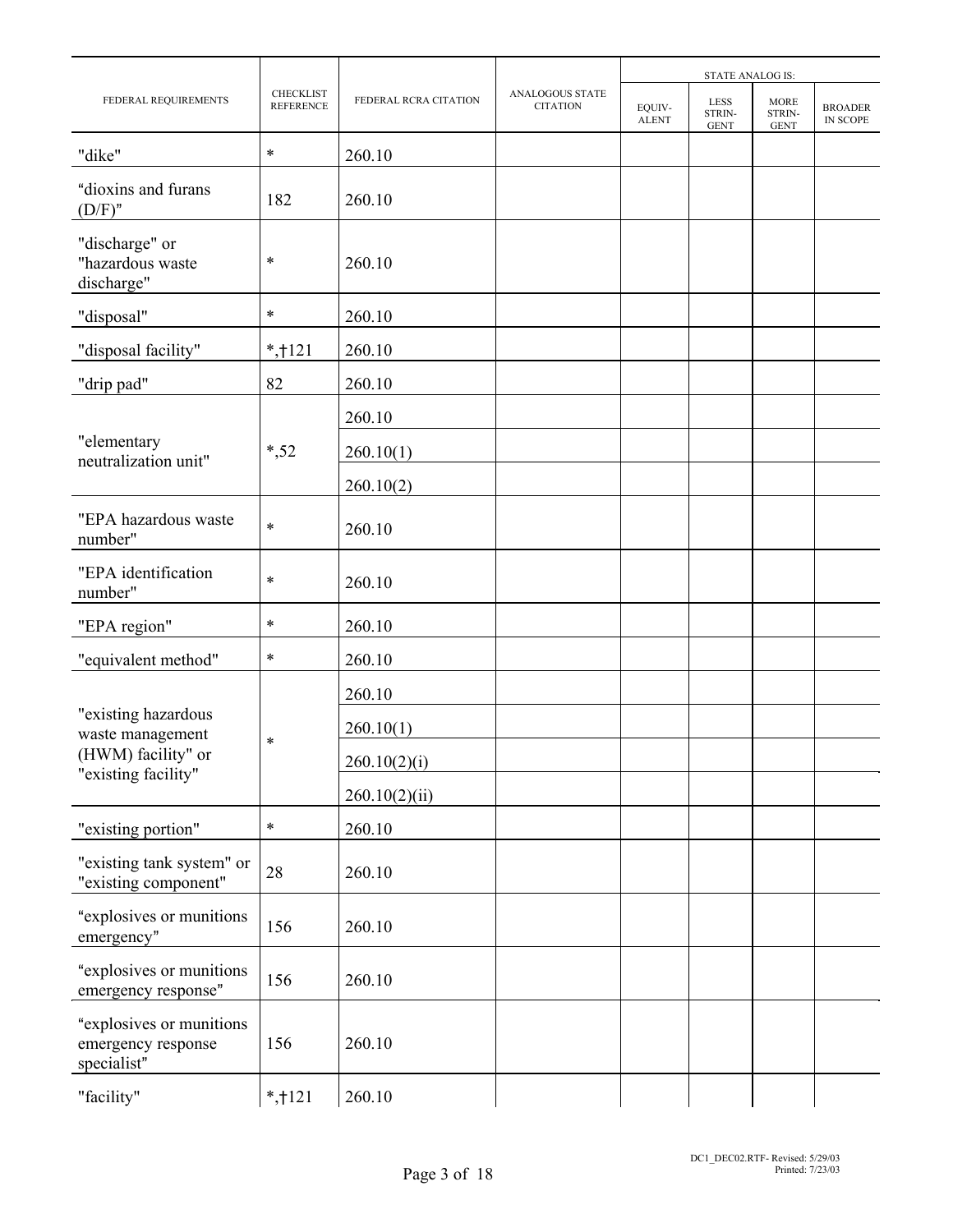| FEDERAL REQUIREMENTS | CHECKLIST REFERENCE | FEDERAL RCRA CITATION | ANALOGOUS STATE CITATION | STATE ANALOG IS: | | | |
|---|---|---|---|---|---|---|---|
| | | | | EQUIV-ALENT | LESS STRIN-GENT | MORE STRIN-GENT | BROADER IN SCOPE |
| "dike" | * | 260.10 | | | | | |
| "dioxins and furans (D/F)" | 182 | 260.10 | | | | | |
| "discharge" or "hazardous waste discharge" | * | 260.10 | | | | | |
| "disposal" | * | 260.10 | | | | | |
| "disposal facility" | *,†121 | 260.10 | | | | | |
| "drip pad" | 82 | 260.10 | | | | | |
| "elementary neutralization unit" | *,52 | 260.10 | | | | | |
| | | 260.10(1) | | | | | |
| | | 260.10(2) | | | | | |
| "EPA hazardous waste number" | * | 260.10 | | | | | |
| "EPA identification number" | * | 260.10 | | | | | |
| "EPA region" | * | 260.10 | | | | | |
| "equivalent method" | * | 260.10 | | | | | |
| "existing hazardous waste management (HWM) facility" or "existing facility" | * | 260.10 | | | | | |
| | | 260.10(1) | | | | | |
| | | 260.10(2)(i) | | | | | |
| | | 260.10(2)(ii) | | | | | |
| "existing portion" | * | 260.10 | | | | | |
| "existing tank system" or "existing component" | 28 | 260.10 | | | | | |
| "explosives or munitions emergency" | 156 | 260.10 | | | | | |
| "explosives or munitions emergency response" | 156 | 260.10 | | | | | |
| "explosives or munitions emergency response specialist" | 156 | 260.10 | | | | | |
| "facility" | *,†121 | 260.10 | | | | | |

DC1_DEC02.RTF- Revised: 5/29/03
Printed: 7/23/03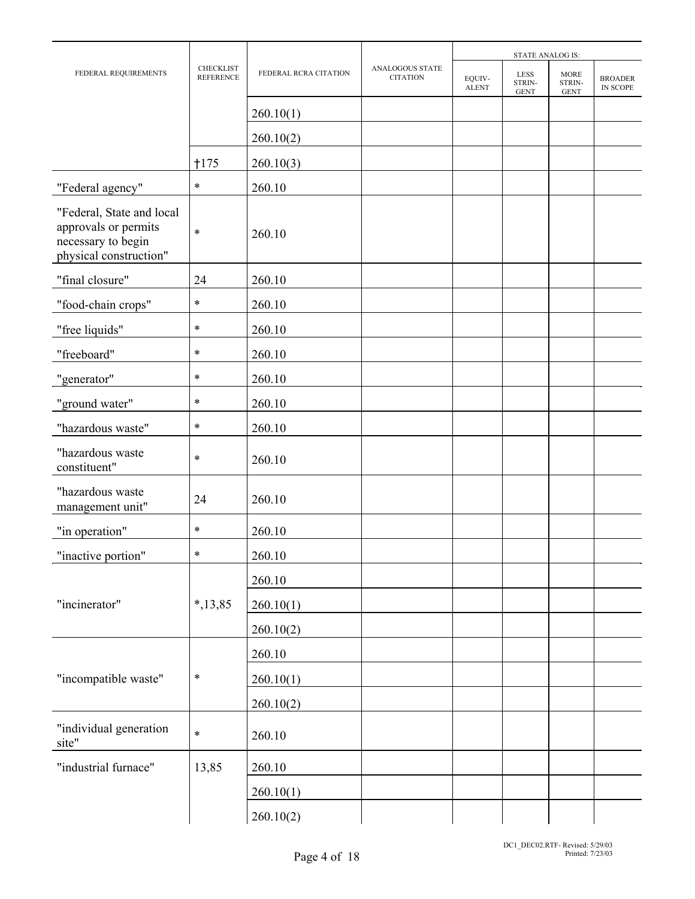| FEDERAL REQUIREMENTS | CHECKLIST REFERENCE | FEDERAL RCRA CITATION | ANALOGOUS STATE CITATION | STATE ANALOG IS: | | | |
|---|---|---|---|---|---|---|---|
| | | | | EQUIV-ALENT | LESS STRIN-GENT | MORE STRIN-GENT | BROADER IN SCOPE |
| | | 260.10(1) | | | | | |
| | | 260.10(2) | | | | | |
| | †175 | 260.10(3) | | | | | |
| "Federal agency" | * | 260.10 | | | | | |
| "Federal, State and local approvals or permits necessary to begin physical construction" | * | 260.10 | | | | | |
| "final closure" | 24 | 260.10 | | | | | |
| "food-chain crops" | * | 260.10 | | | | | |
| "free liquids" | * | 260.10 | | | | | |
| "freeboard" | * | 260.10 | | | | | |
| "generator" | * | 260.10 | | | | | |
| "ground water" | * | 260.10 | | | | | |
| "hazardous waste" | * | 260.10 | | | | | |
| "hazardous waste constituent" | * | 260.10 | | | | | |
| "hazardous waste management unit" | 24 | 260.10 | | | | | |
| "in operation" | * | 260.10 | | | | | |
| "inactive portion" | * | 260.10 | | | | | |
| "incinerator" | *,13,85 | 260.10 | | | | | |
| | | 260.10(1) | | | | | |
| | | 260.10(2) | | | | | |
| "incompatible waste" | * | 260.10 | | | | | |
| | | 260.10(1) | | | | | |
| | | 260.10(2) | | | | | |
| "individual generation site" | * | 260.10 | | | | | |
| "industrial furnace" | 13,85 | 260.10 | | | | | |
| | | 260.10(1) | | | | | |
| | | 260.10(2) | | | | | |

DC1_DEC02.RTF- Revised: 5/29/03
Printed: 7/23/03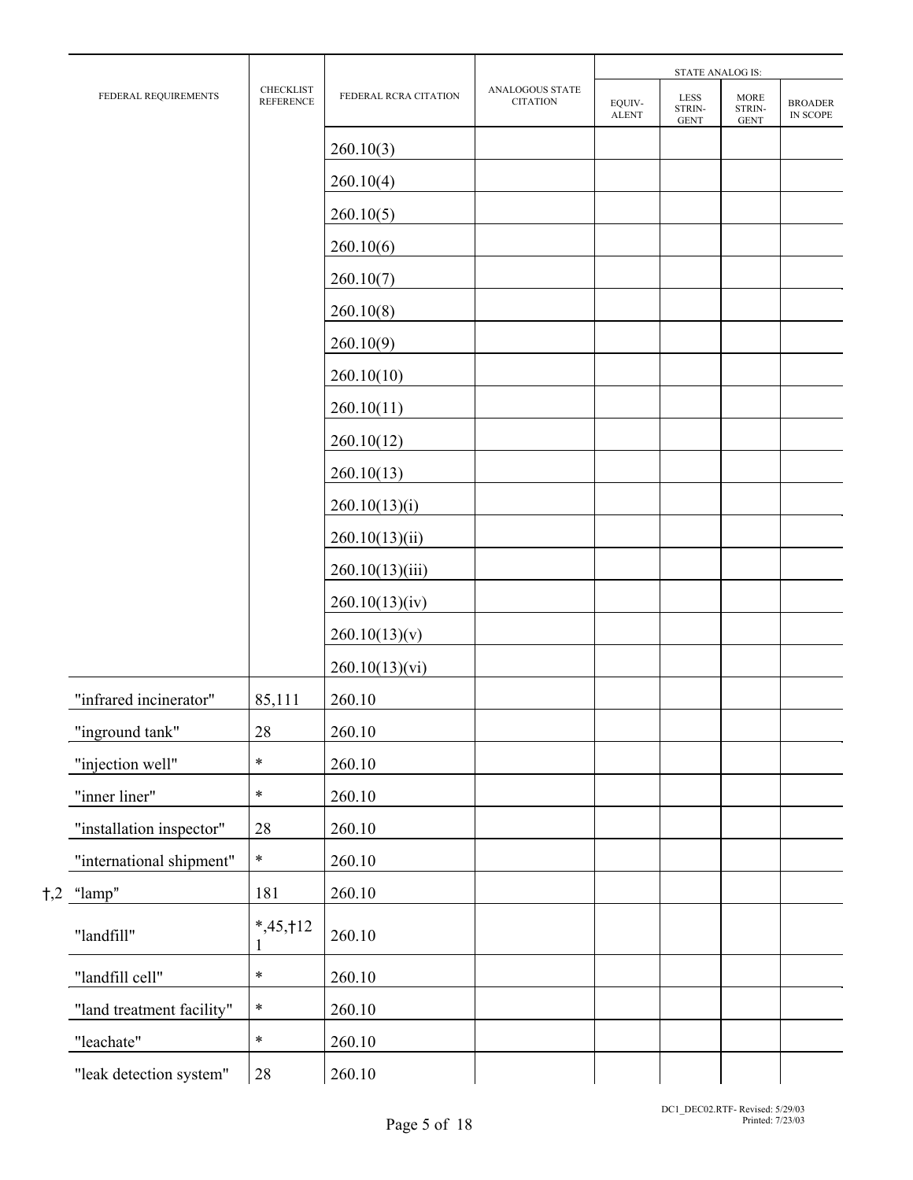| FEDERAL REQUIREMENTS | CHECKLIST REFERENCE | FEDERAL RCRA CITATION | ANALOGOUS STATE CITATION | STATE ANALOG IS: | | | |
|---|---|---|---|---|---|---|---|
| | | | | EQUIV-ALENT | LESS STRIN-GENT | MORE STRIN-GENT | BROADER IN SCOPE |
| | | 260.10(3) | | | | | |
| | | 260.10(4) | | | | | |
| | | 260.10(5) | | | | | |
| | | 260.10(6) | | | | | |
| | | 260.10(7) | | | | | |
| | | 260.10(8) | | | | | |
| | | 260.10(9) | | | | | |
| | | 260.10(10) | | | | | |
| | | 260.10(11) | | | | | |
| | | 260.10(12) | | | | | |
| | | 260.10(13) | | | | | |
| | | 260.10(13)(i) | | | | | |
| | | 260.10(13)(ii) | | | | | |
| | | 260.10(13)(iii) | | | | | |
| | | 260.10(13)(iv) | | | | | |
| | | 260.10(13)(v) | | | | | |
| | | 260.10(13)(vi) | | | | | |
| "infrared incinerator" | 85,111 | 260.10 | | | | | |
| "inground tank" | 28 | 260.10 | | | | | |
| "injection well" | * | 260.10 | | | | | |
| "inner liner" | * | 260.10 | | | | | |
| "installation inspector" | 28 | 260.10 | | | | | |
| "international shipment" | * | 260.10 | | | | | |
| †,2 "lamp" | 181 | 260.10 | | | | | |
| "landfill" | *,45,†121 | 260.10 | | | | | |
| "landfill cell" | * | 260.10 | | | | | |
| "land treatment facility" | * | 260.10 | | | | | |
| "leachate" | * | 260.10 | | | | | |
| "leak detection system" | 28 | 260.10 | | | | | |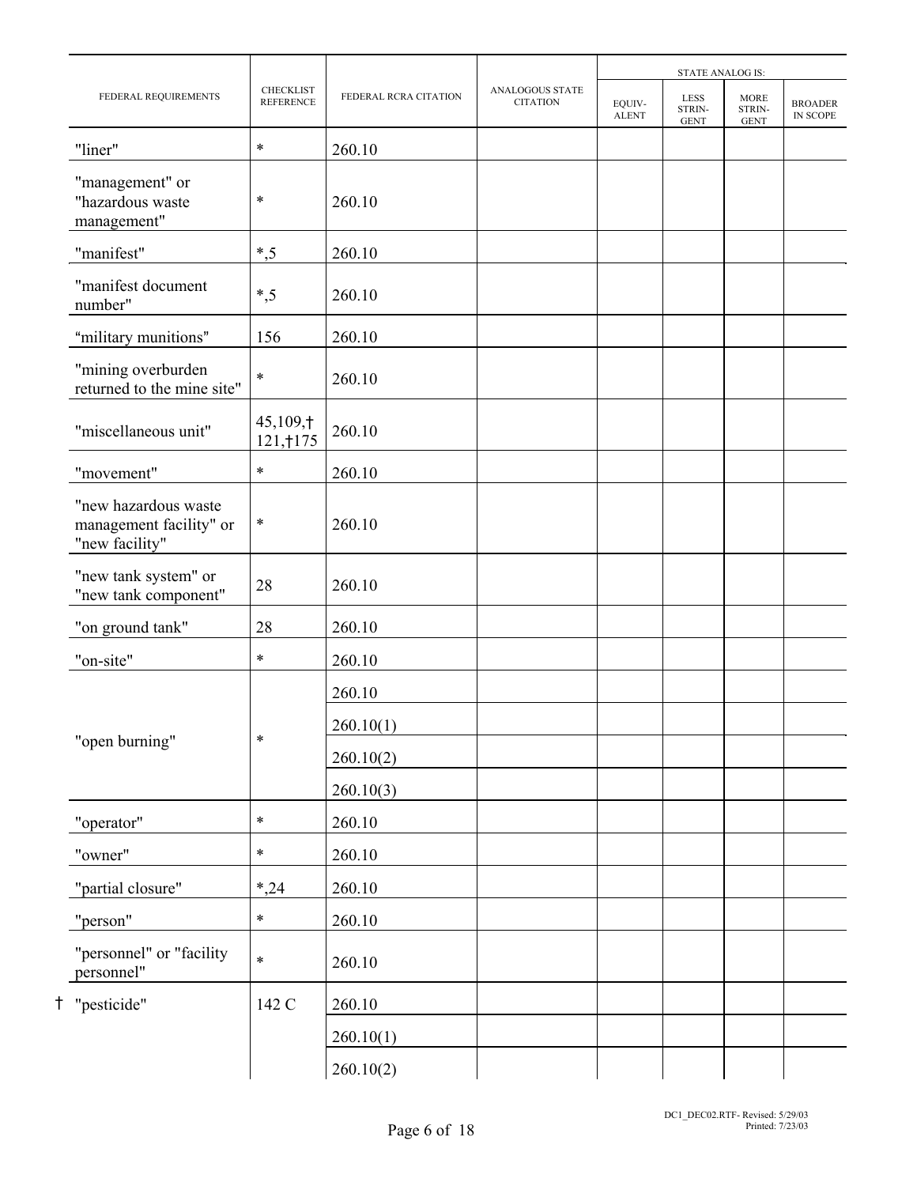| FEDERAL REQUIREMENTS | CHECKLIST REFERENCE | FEDERAL RCRA CITATION | ANALOGOUS STATE CITATION | STATE ANALOG IS: | | | |
|---|---|---|---|---|---|---|---|
| | | | | EQUIV-ALENT | LESS STRIN-GENT | MORE STRIN-GENT | BROADER IN SCOPE |
| "liner" | * | 260.10 | | | | | |
| "management" or "hazardous waste management" | * | 260.10 | | | | | |
| "manifest" | *,5 | 260.10 | | | | | |
| "manifest document number" | *,5 | 260.10 | | | | | |
| "military munitions" | 156 | 260.10 | | | | | |
| "mining overburden returned to the mine site" | * | 260.10 | | | | | |
| "miscellaneous unit" | 45,109,† 121,†175 | 260.10 | | | | | |
| "movement" | * | 260.10 | | | | | |
| "new hazardous waste management facility" or "new facility" | * | 260.10 | | | | | |
| "new tank system" or "new tank component" | 28 | 260.10 | | | | | |
| "on ground tank" | 28 | 260.10 | | | | | |
| "on-site" | * | 260.10 | | | | | |
| "open burning" | * | 260.10 | | | | | |
| | | 260.10(1) | | | | | |
| | | 260.10(2) | | | | | |
| | | 260.10(3) | | | | | |
| "operator" | * | 260.10 | | | | | |
| "owner" | * | 260.10 | | | | | |
| "partial closure" | *,24 | 260.10 | | | | | |
| "person" | * | 260.10 | | | | | |
| "personnel" or "facility personnel" | * | 260.10 | | | | | |
| † "pesticide" | 142 C | 260.10 | | | | | |
| | | 260.10(1) | | | | | |
| | | 260.10(2) | | | | | |

DC1_DEC02.RTF- Revised: 5/29/03
Printed: 7/23/03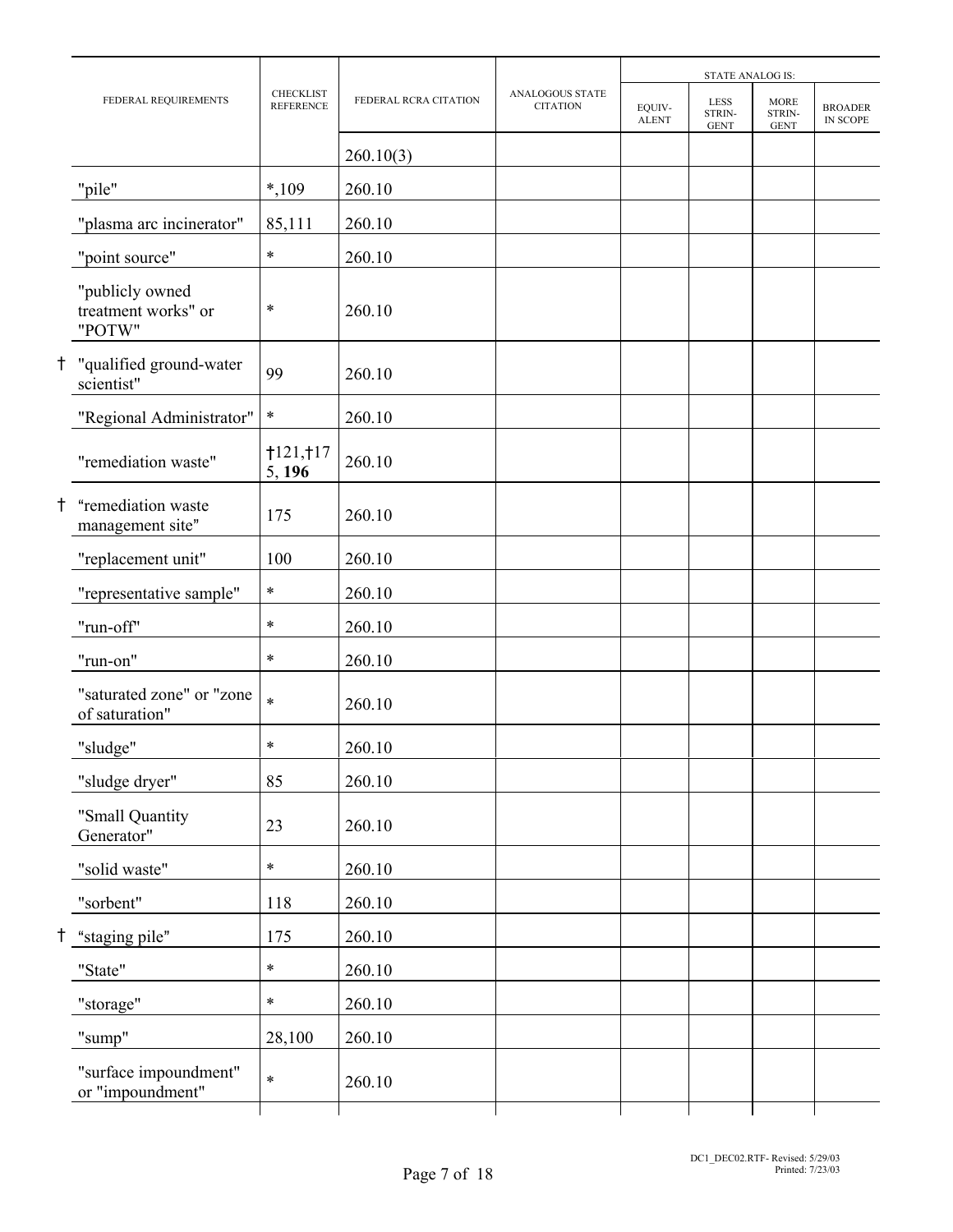| | FEDERAL REQUIREMENTS | CHECKLIST REFERENCE | FEDERAL RCRA CITATION | ANALOGOUS STATE CITATION | STATE ANALOG IS: | | | |
|---|---|---|---|---|---|---|---|---|
| | | | | | EQUIV-ALENT | LESS STRIN-GENT | MORE STRIN-GENT | BROADER IN SCOPE |
| | | | 260.10(3) | | | | | |
| | "pile" | *,109 | 260.10 | | | | | |
| | "plasma arc incinerator" | 85,111 | 260.10 | | | | | |
| | "point source" | * | 260.10 | | | | | |
| | "publicly owned treatment works" or "POTW" | * | 260.10 | | | | | |
| † | "qualified ground-water scientist" | 99 | 260.10 | | | | | |
| | "Regional Administrator" | * | 260.10 | | | | | |
| | "remediation waste" | †121,†175, **196** | 260.10 | | | | | |
| † | "remediation waste management site" | 175 | 260.10 | | | | | |
| | "replacement unit" | 100 | 260.10 | | | | | |
| | "representative sample" | * | 260.10 | | | | | |
| | "run-off" | * | 260.10 | | | | | |
| | "run-on" | * | 260.10 | | | | | |
| | "saturated zone" or "zone of saturation" | * | 260.10 | | | | | |
| | "sludge" | * | 260.10 | | | | | |
| | "sludge dryer" | 85 | 260.10 | | | | | |
| | "Small Quantity Generator" | 23 | 260.10 | | | | | |
| | "solid waste" | * | 260.10 | | | | | |
| | "sorbent" | 118 | 260.10 | | | | | |
| † | "staging pile" | 175 | 260.10 | | | | | |
| | "State" | * | 260.10 | | | | | |
| | "storage" | * | 260.10 | | | | | |
| | "sump" | 28,100 | 260.10 | | | | | |
| | "surface impoundment" or "impoundment" | * | 260.10 | | | | | |

DC1_DEC02.RTF- Revised: 5/29/03
Printed: 7/23/03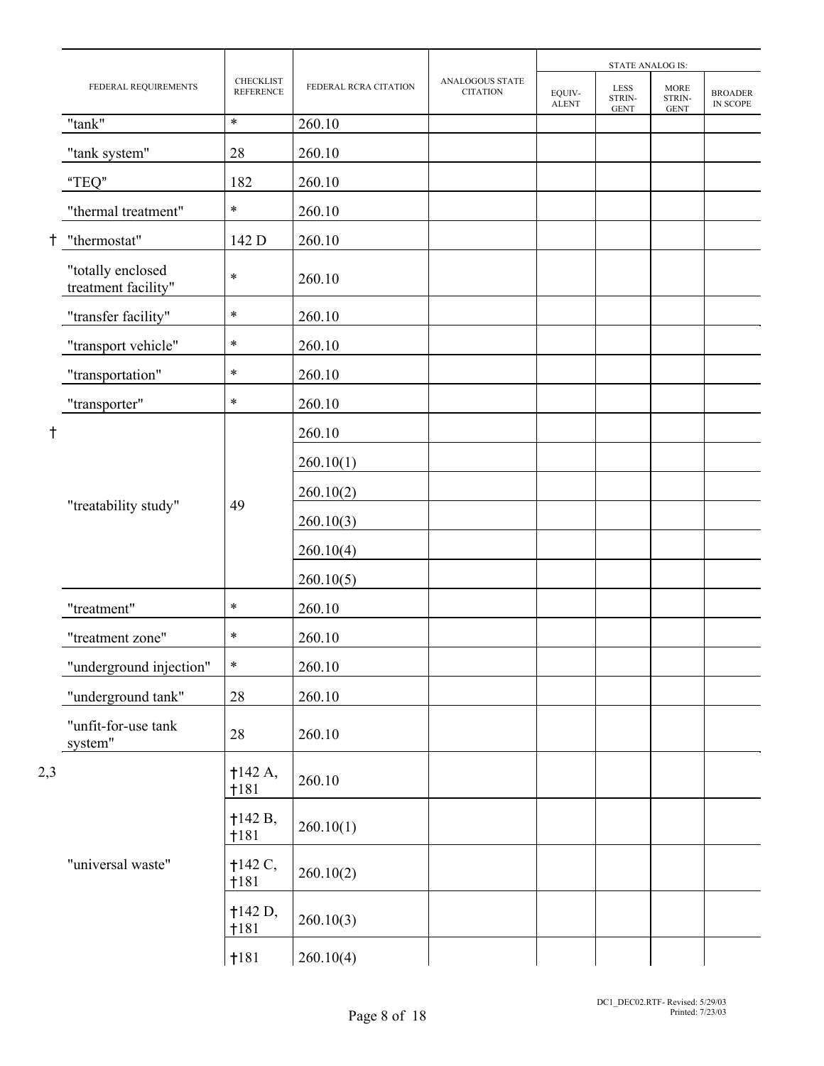| | FEDERAL REQUIREMENTS | CHECKLIST REFERENCE | FEDERAL RCRA CITATION | ANALOGOUS STATE CITATION | STATE ANALOG IS: | | | |
|---|---|---|---|---|---|---|---|---|
| | | | | | EQUIV-ALENT | LESS STRIN-GENT | MORE STRIN-GENT | BROADER IN SCOPE |
| | "tank" | * | 260.10 | | | | | |
| | "tank system" | 28 | 260.10 | | | | | |
| | "TEQ" | 182 | 260.10 | | | | | |
| | "thermal treatment" | * | 260.10 | | | | | |
| † | "thermostat" | 142 D | 260.10 | | | | | |
| | "totally enclosed treatment facility" | * | 260.10 | | | | | |
| | "transfer facility" | * | 260.10 | | | | | |
| | "transport vehicle" | * | 260.10 | | | | | |
| | "transportation" | * | 260.10 | | | | | |
| | "transporter" | * | 260.10 | | | | | |
| † | "treatability study" | 49 | 260.10 | | | | | |
| | | | 260.10(1) | | | | | |
| | | | 260.10(2) | | | | | |
| | | | 260.10(3) | | | | | |
| | | | 260.10(4) | | | | | |
| | | | 260.10(5) | | | | | |
| | "treatment" | * | 260.10 | | | | | |
| | "treatment zone" | * | 260.10 | | | | | |
| | "underground injection" | * | 260.10 | | | | | |
| | "underground tank" | 28 | 260.10 | | | | | |
| | "unfit-for-use tank system" | 28 | 260.10 | | | | | |
| 2,3 | "universal waste" | †142 A, †181 | 260.10 | | | | | |
| | | †142 B, †181 | 260.10(1) | | | | | |
| | | †142 C, †181 | 260.10(2) | | | | | |
| | | †142 D, †181 | 260.10(3) | | | | | |
| | | †181 | 260.10(4) | | | | | |

DC1_DEC02.RTF- Revised: 5/29/03
Printed: 7/23/03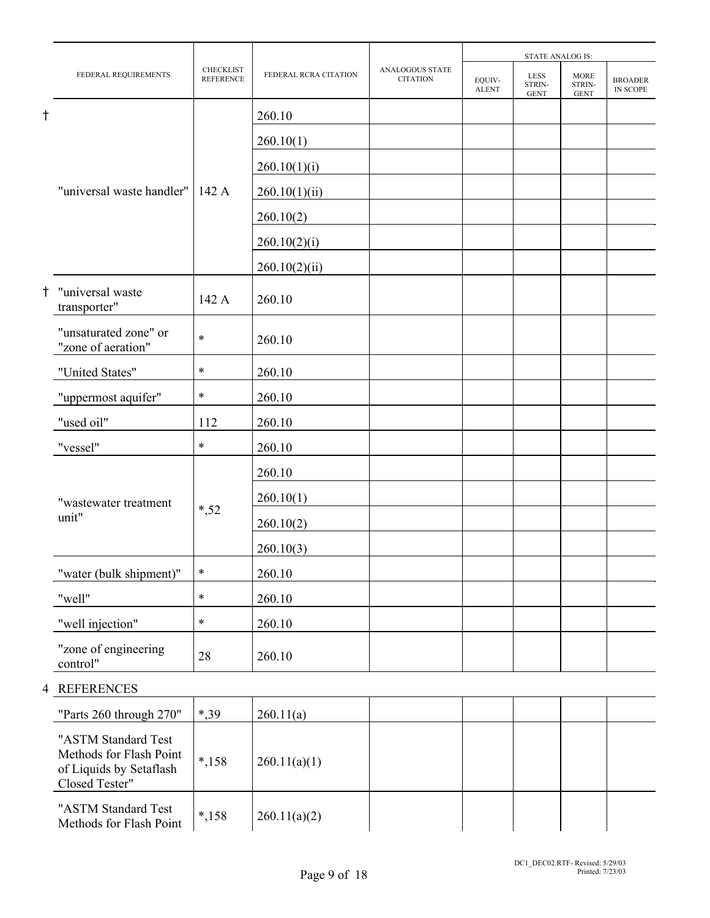| | FEDERAL REQUIREMENTS | CHECKLIST REFERENCE | FEDERAL RCRA CITATION | ANALOGOUS STATE CITATION | STATE ANALOG IS: | | | |
|---|---|---|---|---|---|---|---|---|
| | | | | | EQUIV-ALENT | LESS STRIN-GENT | MORE STRIN-GENT | BROADER IN SCOPE |
| † | "universal waste handler" | 142 A | 260.10 | | | | | |
| | | | 260.10(1) | | | | | |
| | | | 260.10(1)(i) | | | | | |
| | | | 260.10(1)(ii) | | | | | |
| | | | 260.10(2) | | | | | |
| | | | 260.10(2)(i) | | | | | |
| | | | 260.10(2)(ii) | | | | | |
| † | "universal waste transporter" | 142 A | 260.10 | | | | | |
| | "unsaturated zone" or "zone of aeration" | * | 260.10 | | | | | |
| | "United States" | * | 260.10 | | | | | |
| | "uppermost aquifer" | * | 260.10 | | | | | |
| | "used oil" | 112 | 260.10 | | | | | |
| | "vessel" | * | 260.10 | | | | | |
| | "wastewater treatment unit" | *,52 | 260.10 | | | | | |
| | | | 260.10(1) | | | | | |
| | | | 260.10(2) | | | | | |
| | | | 260.10(3) | | | | | |
| | "water (bulk shipment)" | * | 260.10 | | | | | |
| | "well" | * | 260.10 | | | | | |
| | "well injection" | * | 260.10 | | | | | |
| | "zone of engineering control" | 28 | 260.10 | | | | | |
| 4 | REFERENCES | | | | | | | |
| | "Parts 260 through 270" | *,39 | 260.11(a) | | | | | |
| | "ASTM Standard Test Methods for Flash Point of Liquids by Setaflash Closed Tester" | *,158 | 260.11(a)(1) | | | | | |
| | "ASTM Standard Test Methods for Flash Point | *,158 | 260.11(a)(2) | | | | | |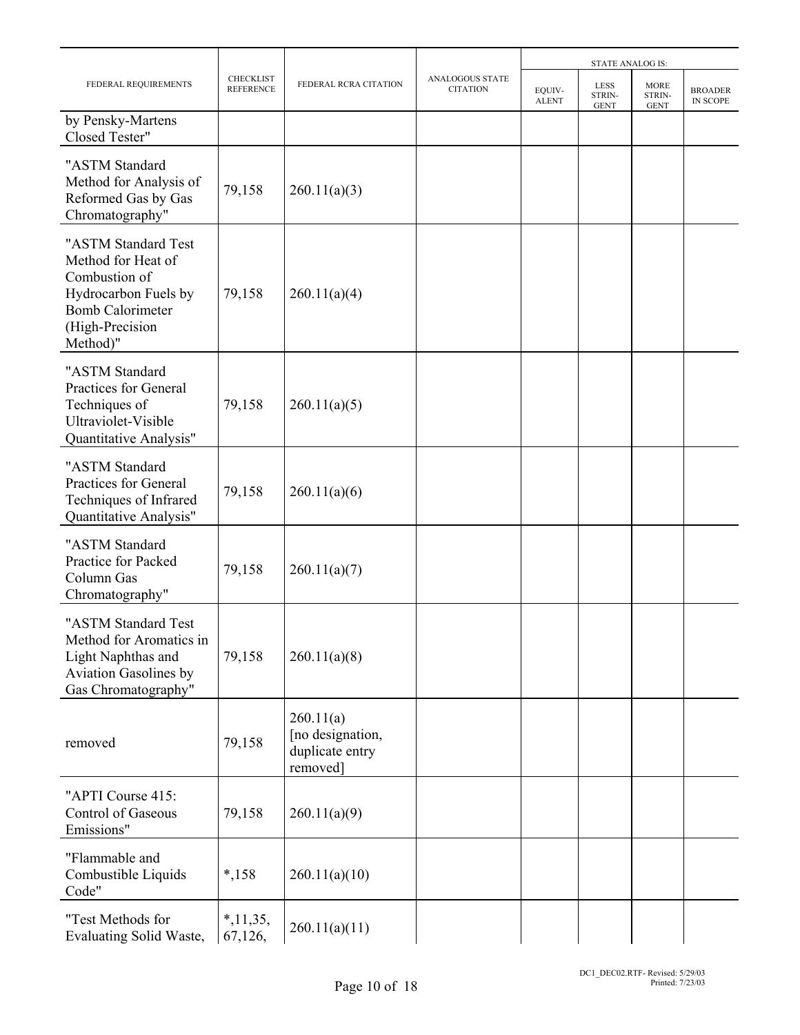| FEDERAL REQUIREMENTS | CHECKLIST REFERENCE | FEDERAL RCRA CITATION | ANALOGOUS STATE CITATION | STATE ANALOG IS: | | | |
|---|---|---|---|---|---|---|---|
| | | | | EQUIV-ALENT | LESS STRIN-GENT | MORE STRIN-GENT | BROADER IN SCOPE |
| by Pensky-Martens Closed Tester" | | | | | | | |
| "ASTM Standard Method for Analysis of Reformed Gas by Gas Chromatography" | 79,158 | 260.11(a)(3) | | | | | |
| "ASTM Standard Test Method for Heat of Combustion of Hydrocarbon Fuels by Bomb Calorimeter (High-Precision Method)" | 79,158 | 260.11(a)(4) | | | | | |
| "ASTM Standard Practices for General Techniques of Ultraviolet-Visible Quantitative Analysis" | 79,158 | 260.11(a)(5) | | | | | |
| "ASTM Standard Practices for General Techniques of Infrared Quantitative Analysis" | 79,158 | 260.11(a)(6) | | | | | |
| "ASTM Standard Practice for Packed Column Gas Chromatography" | 79,158 | 260.11(a)(7) | | | | | |
| "ASTM Standard Test Method for Aromatics in Light Naphthas and Aviation Gasolines by Gas Chromatography" | 79,158 | 260.11(a)(8) | | | | | |
| removed | 79,158 | 260.11(a) [no designation, duplicate entry removed] | | | | | |
| "APTI Course 415: Control of Gaseous Emissions" | 79,158 | 260.11(a)(9) | | | | | |
| "Flammable and Combustible Liquids Code" | *,158 | 260.11(a)(10) | | | | | |
| "Test Methods for Evaluating Solid Waste, | *,11,35, 67,126, | 260.11(a)(11) | | | | | |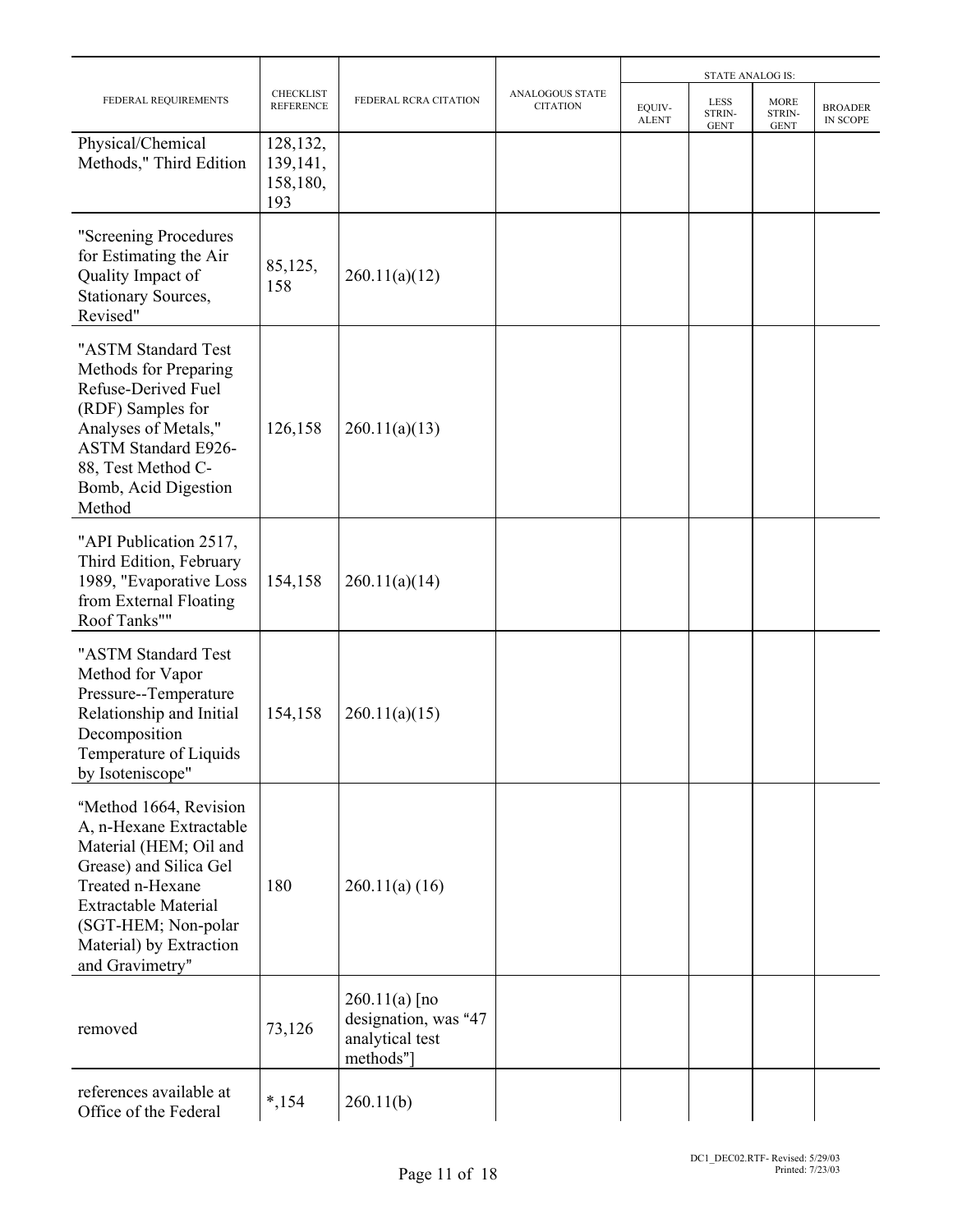| FEDERAL REQUIREMENTS | CHECKLIST REFERENCE | FEDERAL RCRA CITATION | ANALOGOUS STATE CITATION | STATE ANALOG IS: | | | |
|---|---|---|---|---|---|---|---|
| | | | | EQUIV-ALENT | LESS STRIN-GENT | MORE STRIN-GENT | BROADER IN SCOPE |
| Physical/Chemical Methods," Third Edition | 128,132, 139,141, 158,180, 193 | | | | | | |
| "Screening Procedures for Estimating the Air Quality Impact of Stationary Sources, Revised" | 85,125, 158 | 260.11(a)(12) | | | | | |
| "ASTM Standard Test Methods for Preparing Refuse-Derived Fuel (RDF) Samples for Analyses of Metals," ASTM Standard E926-88, Test Method C-Bomb, Acid Digestion Method | 126,158 | 260.11(a)(13) | | | | | |
| "API Publication 2517, Third Edition, February 1989, "Evaporative Loss from External Floating Roof Tanks"" | 154,158 | 260.11(a)(14) | | | | | |
| "ASTM Standard Test Method for Vapor Pressure--Temperature Relationship and Initial Decomposition Temperature of Liquids by Isoteniscope" | 154,158 | 260.11(a)(15) | | | | | |
| "Method 1664, Revision A, n-Hexane Extractable Material (HEM; Oil and Grease) and Silica Gel Treated n-Hexane Extractable Material (SGT-HEM; Non-polar Material) by Extraction and Gravimetry" | 180 | 260.11(a) (16) | | | | | |
| removed | 73,126 | 260.11(a) [no designation, was "47 analytical test methods"] | | | | | |
| references available at Office of the Federal | *,154 | 260.11(b) | | | | | |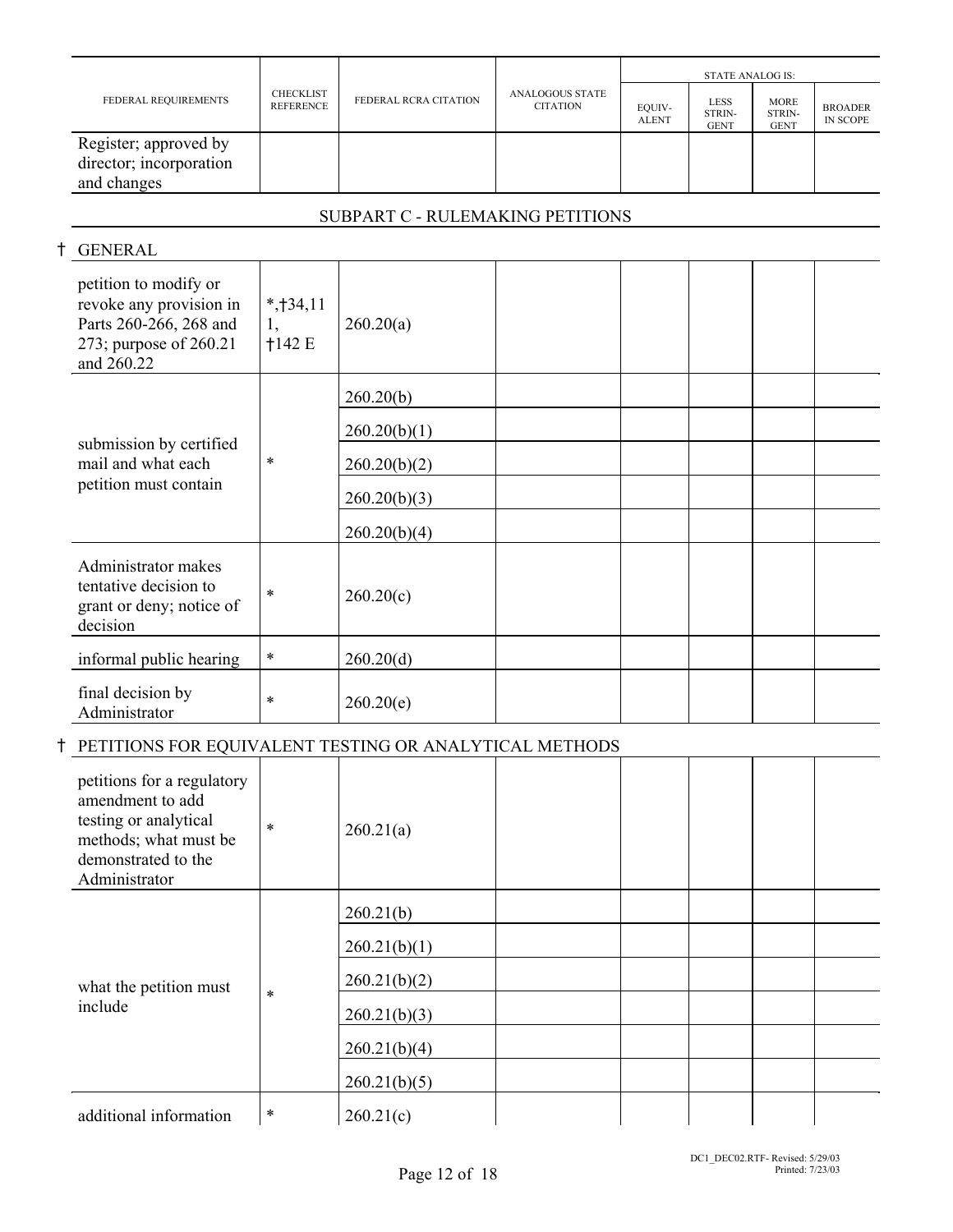| FEDERAL REQUIREMENTS | CHECKLIST REFERENCE | FEDERAL RCRA CITATION | ANALOGOUS STATE CITATION | STATE ANALOG IS: | | | |
|---|---|---|---|---|---|---|---|
| | | | | EQUIV-ALENT | LESS STRIN-GENT | MORE STRIN-GENT | BROADER IN SCOPE |
| Register; approved by director; incorporation and changes | | | | | | | |

## SUBPART C - RULEMAKING PETITIONS

† GENERAL

| FEDERAL REQUIREMENTS | CHECKLIST REFERENCE | FEDERAL RCRA CITATION | ANALOGOUS STATE CITATION | EQUIV-ALENT | LESS STRIN-GENT | MORE STRIN-GENT | BROADER IN SCOPE |
|---|---|---|---|---|---|---|---|
| petition to modify or revoke any provision in Parts 260-266, 268 and 273; purpose of 260.21 and 260.22 | *,†34,111, †142 E | 260.20(a) | | | | | |
| submission by certified mail and what each petition must contain | * | 260.20(b) | | | | | |
| | | 260.20(b)(1) | | | | | |
| | | 260.20(b)(2) | | | | | |
| | | 260.20(b)(3) | | | | | |
| | | 260.20(b)(4) | | | | | |
| Administrator makes tentative decision to grant or deny; notice of decision | * | 260.20(c) | | | | | |
| informal public hearing | * | 260.20(d) | | | | | |
| final decision by Administrator | * | 260.20(e) | | | | | |

† PETITIONS FOR EQUIVALENT TESTING OR ANALYTICAL METHODS

| FEDERAL REQUIREMENTS | CHECKLIST REFERENCE | FEDERAL RCRA CITATION | ANALOGOUS STATE CITATION | EQUIV-ALENT | LESS STRIN-GENT | MORE STRIN-GENT | BROADER IN SCOPE |
|---|---|---|---|---|---|---|---|
| petitions for a regulatory amendment to add testing or analytical methods; what must be demonstrated to the Administrator | * | 260.21(a) | | | | | |
| what the petition must include | * | 260.21(b) | | | | | |
| | | 260.21(b)(1) | | | | | |
| | | 260.21(b)(2) | | | | | |
| | | 260.21(b)(3) | | | | | |
| | | 260.21(b)(4) | | | | | |
| | | 260.21(b)(5) | | | | | |
| additional information | * | 260.21(c) | | | | | |

DC1_DEC02.RTF- Revised: 5/29/03
Printed: 7/23/03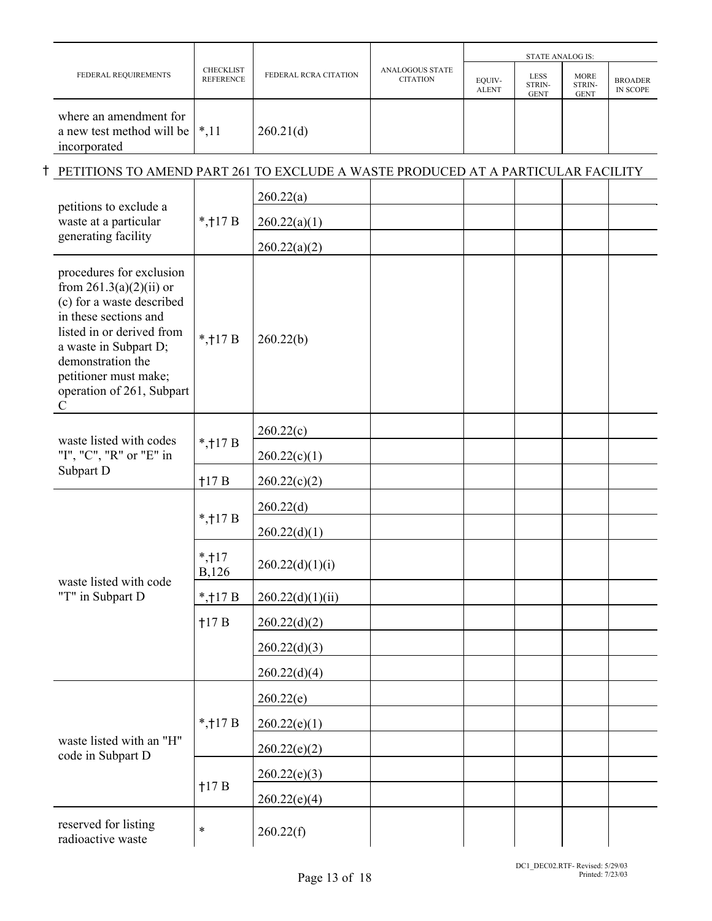| FEDERAL REQUIREMENTS | CHECKLIST REFERENCE | FEDERAL RCRA CITATION | ANALOGOUS STATE CITATION | STATE ANALOG IS: | | | |
|---|---|---|---|---|---|---|---|
| | | | | EQUIV- ALENT | LESS STRIN- GENT | MORE STRIN- GENT | BROADER IN SCOPE |
| where an amendment for a new test method will be incorporated | *,11 | 260.21(d) | | | | | |
| † PETITIONS TO AMEND PART 261 TO EXCLUDE A WASTE PRODUCED AT A PARTICULAR FACILITY | | | | | | | |
| petitions to exclude a waste at a particular generating facility | *,†17 B | 260.22(a) | | | | | |
| | | 260.22(a)(1) | | | | | |
| | | 260.22(a)(2) | | | | | |
| procedures for exclusion from 261.3(a)(2)(ii) or (c) for a waste described in these sections and listed in or derived from a waste in Subpart D; demonstration the petitioner must make; operation of 261, Subpart C | *,†17 B | 260.22(b) | | | | | |
| waste listed with codes "I", "C", "R" or "E" in Subpart D | *,†17 B | 260.22(c) | | | | | |
| | | 260.22(c)(1) | | | | | |
| | †17 B | 260.22(c)(2) | | | | | |
| waste listed with code "T" in Subpart D | *,†17 B | 260.22(d) | | | | | |
| | | 260.22(d)(1) | | | | | |
| | *,†17 B,126 | 260.22(d)(1)(i) | | | | | |
| | *,†17 B | 260.22(d)(1)(ii) | | | | | |
| | †17 B | 260.22(d)(2) | | | | | |
| | | 260.22(d)(3) | | | | | |
| | | 260.22(d)(4) | | | | | |
| waste listed with an "H" code in Subpart D | *,†17 B | 260.22(e) | | | | | |
| | | 260.22(e)(1) | | | | | |
| | | 260.22(e)(2) | | | | | |
| | †17 B | 260.22(e)(3) | | | | | |
| | | 260.22(e)(4) | | | | | |
| reserved for listing radioactive waste | * | 260.22(f) | | | | | |

DC1_DEC02.RTF- Revised: 5/29/03
Printed: 7/23/03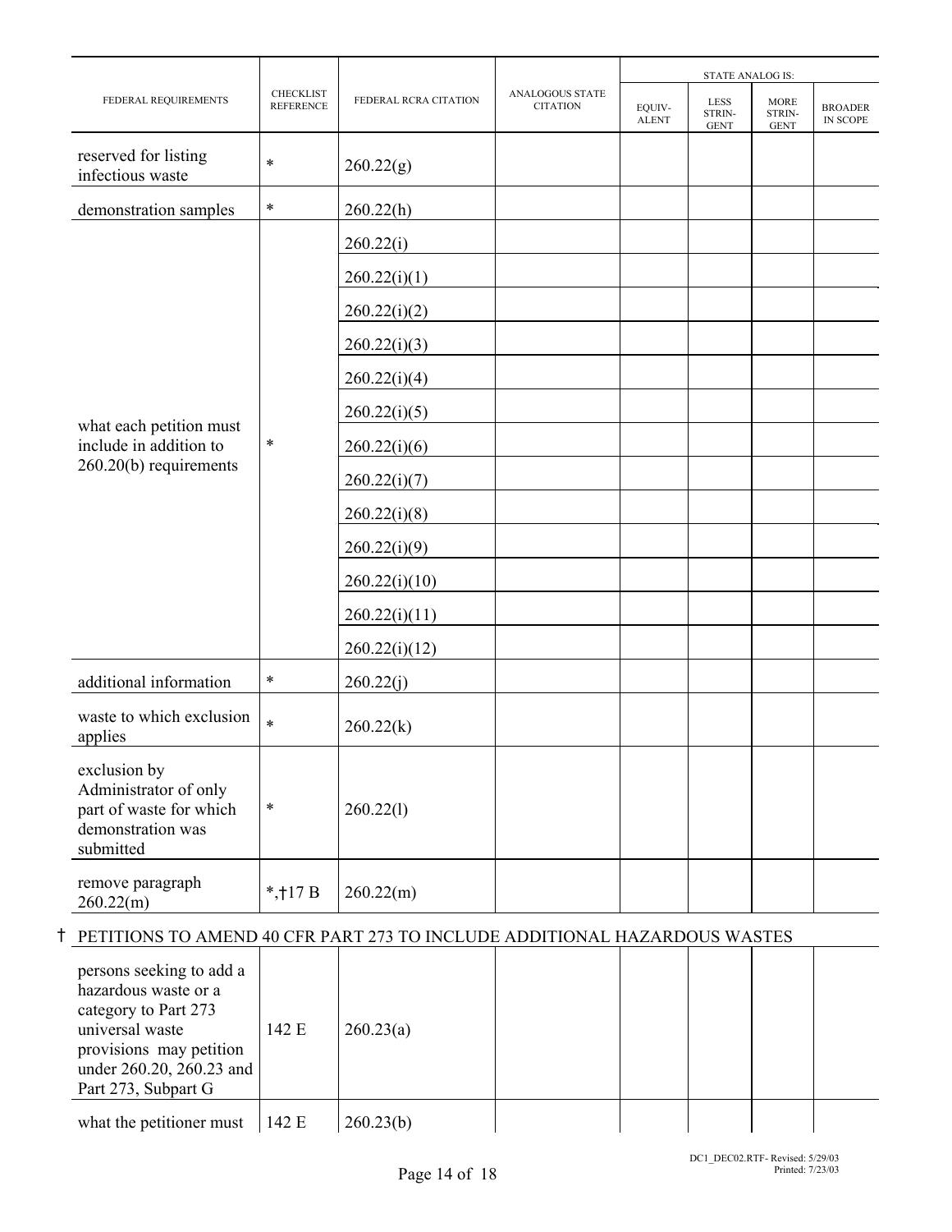| FEDERAL REQUIREMENTS | CHECKLIST REFERENCE | FEDERAL RCRA CITATION | ANALOGOUS STATE CITATION | STATE ANALOG IS: | | | |
|---|---|---|---|---|---|---|---|
| | | | | EQUIV-ALENT | LESS STRIN-GENT | MORE STRIN-GENT | BROADER IN SCOPE |
| reserved for listing infectious waste | * | 260.22(g) | | | | | |
| demonstration samples | * | 260.22(h) | | | | | |
| what each petition must include in addition to 260.20(b) requirements | * | 260.22(i) | | | | | |
| | | 260.22(i)(1) | | | | | |
| | | 260.22(i)(2) | | | | | |
| | | 260.22(i)(3) | | | | | |
| | | 260.22(i)(4) | | | | | |
| | | 260.22(i)(5) | | | | | |
| | | 260.22(i)(6) | | | | | |
| | | 260.22(i)(7) | | | | | |
| | | 260.22(i)(8) | | | | | |
| | | 260.22(i)(9) | | | | | |
| | | 260.22(i)(10) | | | | | |
| | | 260.22(i)(11) | | | | | |
| | | 260.22(i)(12) | | | | | |
| additional information | * | 260.22(j) | | | | | |
| waste to which exclusion applies | * | 260.22(k) | | | | | |
| exclusion by Administrator of only part of waste for which demonstration was submitted | * | 260.22(l) | | | | | |
| remove paragraph 260.22(m) | *,†17 B | 260.22(m) | | | | | |
| **† PETITIONS TO AMEND 40 CFR PART 273 TO INCLUDE ADDITIONAL HAZARDOUS WASTES** | | | | | | | |
| persons seeking to add a hazardous waste or a category to Part 273 universal waste provisions may petition under 260.20, 260.23 and Part 273, Subpart G | 142 E | 260.23(a) | | | | | |
| what the petitioner must | 142 E | 260.23(b) | | | | | |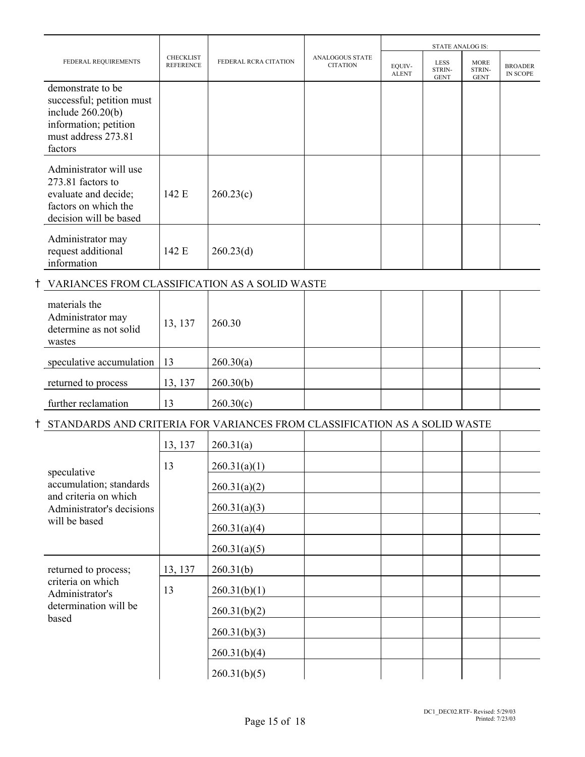| FEDERAL REQUIREMENTS | CHECKLIST REFERENCE | FEDERAL RCRA CITATION | ANALOGOUS STATE CITATION | STATE ANALOG IS: | | | |
|---|---|---|---|---|---|---|---|
| | | | | EQUIV-ALENT | LESS STRIN-GENT | MORE STRIN-GENT | BROADER IN SCOPE |
| demonstrate to be successful; petition must include 260.20(b) information; petition must address 273.81 factors | | | | | | | |
| Administrator will use 273.81 factors to evaluate and decide; factors on which the decision will be based | 142 E | 260.23(c) | | | | | |
| Administrator may request additional information | 142 E | 260.23(d) | | | | | |
| † VARIANCES FROM CLASSIFICATION AS A SOLID WASTE | | | | | | | |
| materials the Administrator may determine as not solid wastes | 13, 137 | 260.30 | | | | | |
| speculative accumulation | 13 | 260.30(a) | | | | | |
| returned to process | 13, 137 | 260.30(b) | | | | | |
| further reclamation | 13 | 260.30(c) | | | | | |
| † STANDARDS AND CRITERIA FOR VARIANCES FROM CLASSIFICATION AS A SOLID WASTE | | | | | | | |
| speculative accumulation; standards and criteria on which Administrator's decisions will be based | 13, 137 | 260.31(a) | | | | | |
| | 13 | 260.31(a)(1) | | | | | |
| | | 260.31(a)(2) | | | | | |
| | | 260.31(a)(3) | | | | | |
| | | 260.31(a)(4) | | | | | |
| | | 260.31(a)(5) | | | | | |
| returned to process; criteria on which Administrator's determination will be based | 13, 137 | 260.31(b) | | | | | |
| | 13 | 260.31(b)(1) | | | | | |
| | | 260.31(b)(2) | | | | | |
| | | 260.31(b)(3) | | | | | |
| | | 260.31(b)(4) | | | | | |
| | | 260.31(b)(5) | | | | | |

DC1_DEC02.RTF- Revised: 5/29/03
Printed: 7/23/03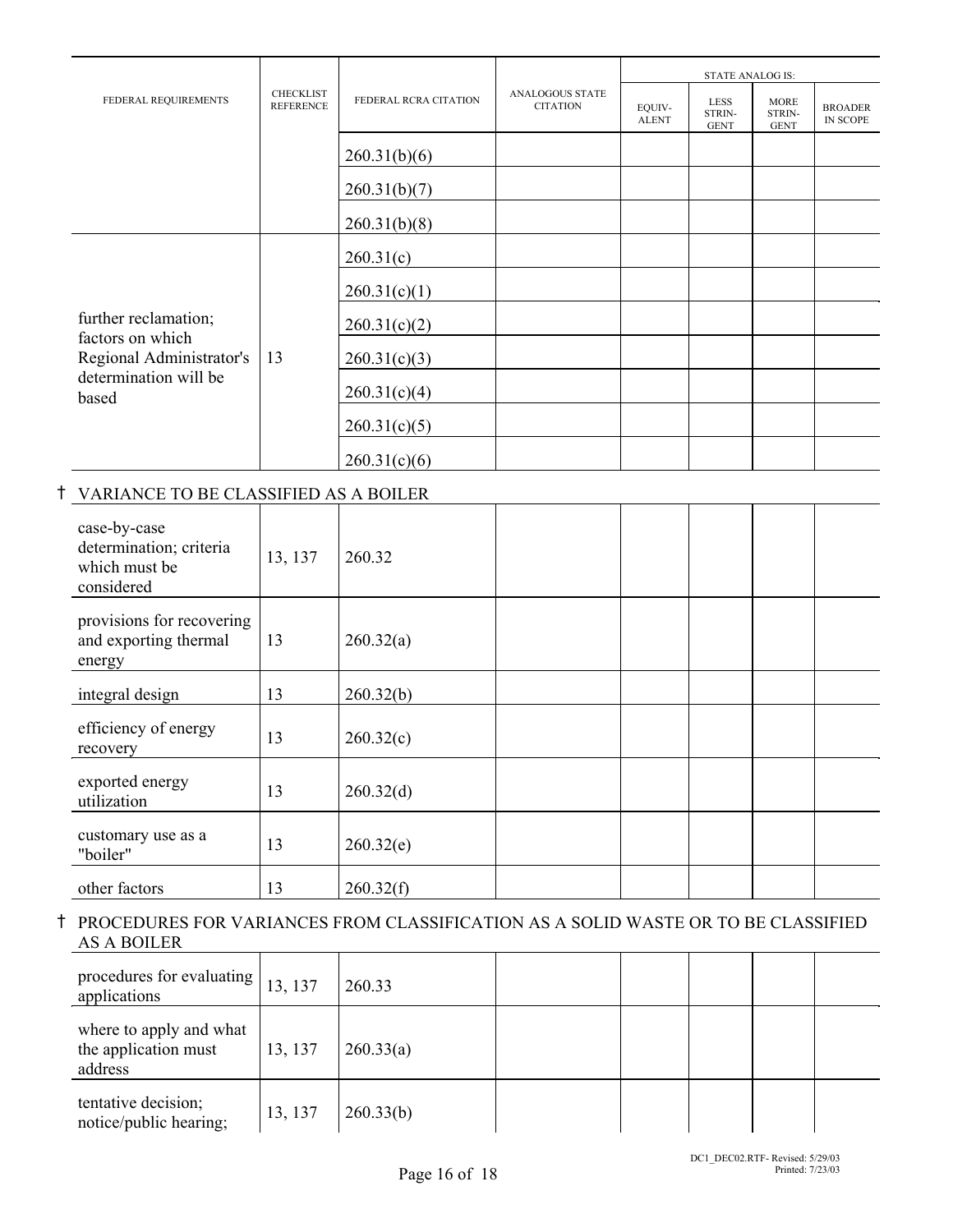| FEDERAL REQUIREMENTS | CHECKLIST REFERENCE | FEDERAL RCRA CITATION | ANALOGOUS STATE CITATION | STATE ANALOG IS: | | | |
|---|---|---|---|---|---|---|---|
| | | | | EQUIV-ALENT | LESS STRIN-GENT | MORE STRIN-GENT | BROADER IN SCOPE |
| | | 260.31(b)(6) | | | | | |
| | | 260.31(b)(7) | | | | | |
| | | 260.31(b)(8) | | | | | |
| further reclamation; factors on which Regional Administrator's determination will be based | 13 | 260.31(c) | | | | | |
| | | 260.31(c)(1) | | | | | |
| | | 260.31(c)(2) | | | | | |
| | | 260.31(c)(3) | | | | | |
| | | 260.31(c)(4) | | | | | |
| | | 260.31(c)(5) | | | | | |
| | | 260.31(c)(6) | | | | | |
| **† VARIANCE TO BE CLASSIFIED AS A BOILER** | | | | | | | |
| case-by-case determination; criteria which must be considered | 13, 137 | 260.32 | | | | | |
| provisions for recovering and exporting thermal energy | 13 | 260.32(a) | | | | | |
| integral design | 13 | 260.32(b) | | | | | |
| efficiency of energy recovery | 13 | 260.32(c) | | | | | |
| exported energy utilization | 13 | 260.32(d) | | | | | |
| customary use as a "boiler" | 13 | 260.32(e) | | | | | |
| other factors | 13 | 260.32(f) | | | | | |
| **† PROCEDURES FOR VARIANCES FROM CLASSIFICATION AS A SOLID WASTE OR TO BE CLASSIFIED AS A BOILER** | | | | | | | |
| procedures for evaluating applications | 13, 137 | 260.33 | | | | | |
| where to apply and what the application must address | 13, 137 | 260.33(a) | | | | | |
| tentative decision; notice/public hearing; | 13, 137 | 260.33(b) | | | | | |

DC1_DEC02.RTF- Revised: 5/29/03
Printed: 7/23/03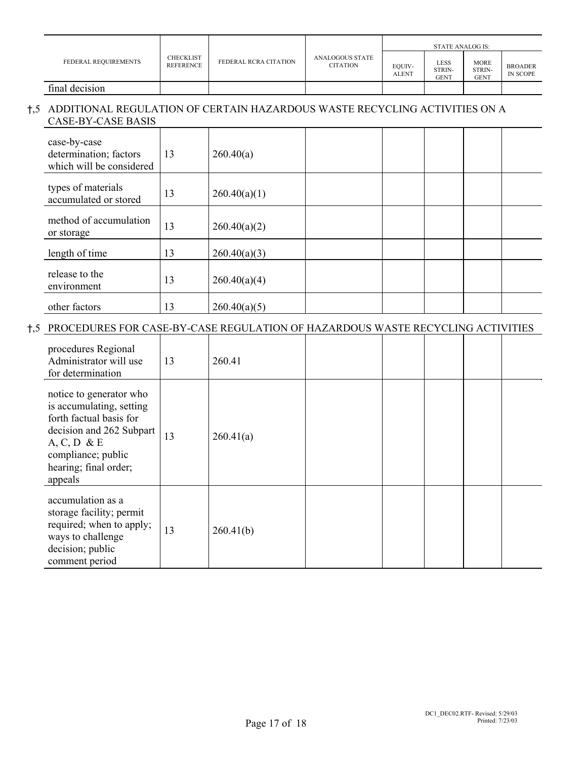| FEDERAL REQUIREMENTS | CHECKLIST REFERENCE | FEDERAL RCRA CITATION | ANALOGOUS STATE CITATION | STATE ANALOG IS: | | | |
|---|---|---|---|---|---|---|---|
| | | | | EQUIV-ALENT | LESS STRIN-GENT | MORE STRIN-GENT | BROADER IN SCOPE |
| final decision | | | | | | | |

## †,5 ADDITIONAL REGULATION OF CERTAIN HAZARDOUS WASTE RECYCLING ACTIVITIES ON A CASE-BY-CASE BASIS

| FEDERAL REQUIREMENTS | CHECKLIST REFERENCE | FEDERAL RCRA CITATION | ANALOGOUS STATE CITATION | EQUIV-ALENT | LESS STRIN-GENT | MORE STRIN-GENT | BROADER IN SCOPE |
|---|---|---|---|---|---|---|---|
| case-by-case determination; factors which will be considered | 13 | 260.40(a) | | | | | |
| types of materials accumulated or stored | 13 | 260.40(a)(1) | | | | | |
| method of accumulation or storage | 13 | 260.40(a)(2) | | | | | |
| length of time | 13 | 260.40(a)(3) | | | | | |
| release to the environment | 13 | 260.40(a)(4) | | | | | |
| other factors | 13 | 260.40(a)(5) | | | | | |

## †,5 PROCEDURES FOR CASE-BY-CASE REGULATION OF HAZARDOUS WASTE RECYCLING ACTIVITIES

| FEDERAL REQUIREMENTS | CHECKLIST REFERENCE | FEDERAL RCRA CITATION | ANALOGOUS STATE CITATION | EQUIV-ALENT | LESS STRIN-GENT | MORE STRIN-GENT | BROADER IN SCOPE |
|---|---|---|---|---|---|---|---|
| procedures Regional Administrator will use for determination | 13 | 260.41 | | | | | |
| notice to generator who is accumulating, setting forth factual basis for decision and 262 Subpart A, C, D & E compliance; public hearing; final order; appeals | 13 | 260.41(a) | | | | | |
| accumulation as a storage facility; permit required; when to apply; ways to challenge decision; public comment period | 13 | 260.41(b) | | | | | |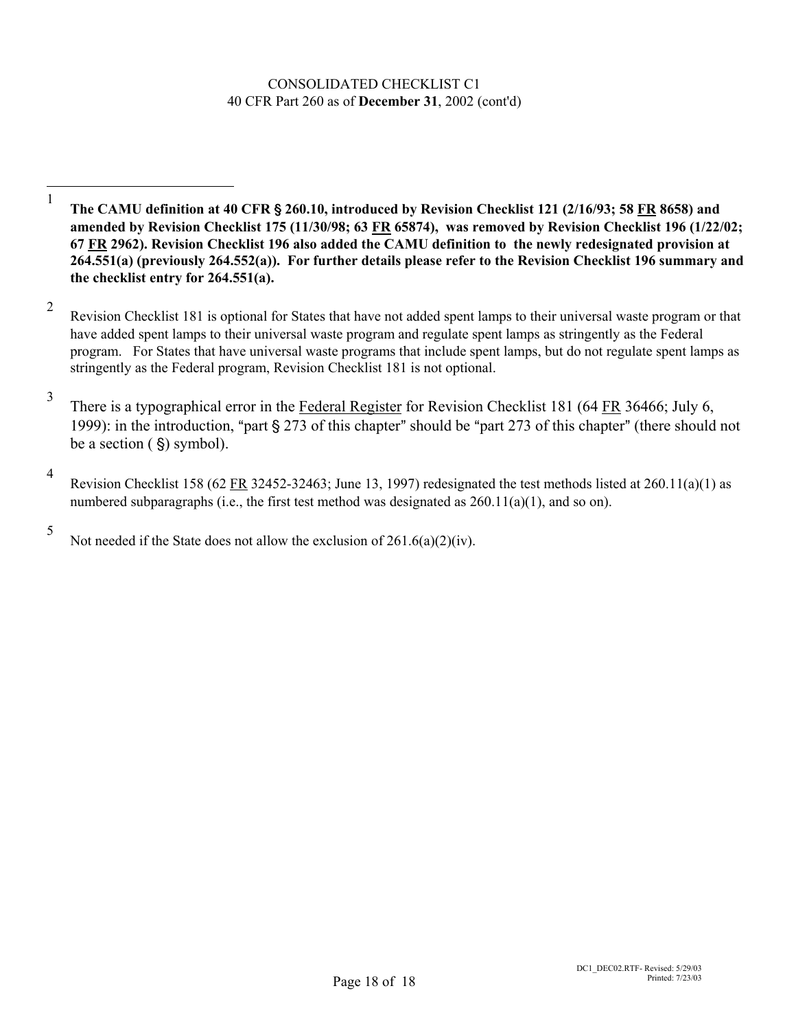CONSOLIDATED CHECKLIST C1
40 CFR Part 260 as of **December 31**, 2002 (cont'd)

---

1 **The CAMU definition at 40 CFR § 260.10, introduced by Revision Checklist 121 (2/16/93; 58 FR 8658) and amended by Revision Checklist 175 (11/30/98; 63 FR 65874), was removed by Revision Checklist 196 (1/22/02; 67 FR 2962). Revision Checklist 196 also added the CAMU definition to the newly redesignated provision at 264.551(a) (previously 264.552(a)). For further details please refer to the Revision Checklist 196 summary and the checklist entry for 264.551(a).**

2 Revision Checklist 181 is optional for States that have not added spent lamps to their universal waste program or that have added spent lamps to their universal waste program and regulate spent lamps as stringently as the Federal program. For States that have universal waste programs that include spent lamps, but do not regulate spent lamps as stringently as the Federal program, Revision Checklist 181 is not optional.

3 There is a typographical error in the Federal Register for Revision Checklist 181 (64 FR 36466; July 6, 1999): in the introduction, "part § 273 of this chapter" should be "part 273 of this chapter" (there should not be a section ( §) symbol).

4 Revision Checklist 158 (62 FR 32452-32463; June 13, 1997) redesignated the test methods listed at 260.11(a)(1) as numbered subparagraphs (i.e., the first test method was designated as 260.11(a)(1), and so on).

5 Not needed if the State does not allow the exclusion of 261.6(a)(2)(iv).

DC1_DEC02.RTF- Revised: 5/29/03
Printed: 7/23/03